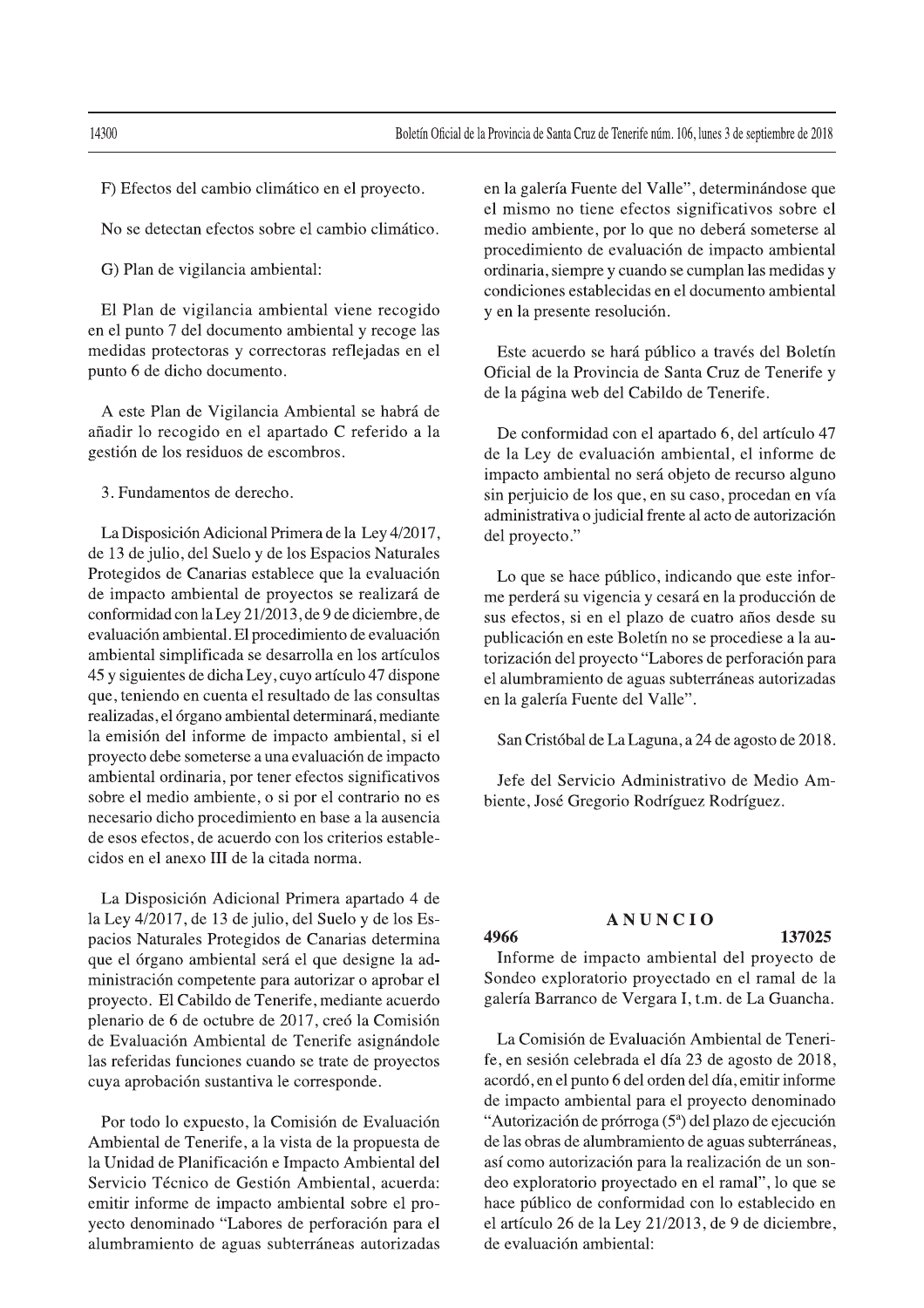F) Efectos del cambio climático en el proyecto.

No se detectan efectos sobre el cambio climático.

G) Plan de vigilancia ambiental:

El Plan de vigilancia ambiental viene recogido en el punto 7 del documento ambiental y recoge las medidas protectoras y correctoras reflejadas en el punto 6 de dicho documento.

A este Plan de Vigilancia Ambiental se habrá de añadir lo recogido en el apartado C referido a la gestión de los residuos de escombros.

3. Fundamentos de derecho.

La Disposición Adicional Primera de la Ley 4/2017, de 13 de julio, del Suelo y de los Espacios Naturales Protegidos de Canarias establece que la evaluación de impacto ambiental de proyectos se realizará de conformidad con la Ley 21/2013, de 9 de diciembre, de evaluación ambiental. El procedimiento de evaluación ambiental simplificada se desarrolla en los artículos 45 y siguientes de dicha Ley, cuyo artículo 47 dispone que, teniendo en cuenta el resultado de las consultas realizadas, el órgano ambiental determinará, mediante la emisión del informe de impacto ambiental, si el proyecto debe someterse a una evaluación de impacto ambiental ordinaria, por tener efectos significativos sobre el medio ambiente, o si por el contrario no es necesario dicho procedimiento en base a la ausencia de esos efectos, de acuerdo con los criterios establecidos en el anexo III de la citada norma.

La Disposición Adicional Primera apartado 4 de la Ley 4/2017, de 13 de julio, del Suelo y de los Espacios Naturales Protegidos de Canarias determina que el órgano ambiental será el que designe la administración competente para autorizar o aprobar el proyecto. El Cabildo de Tenerife, mediante acuerdo plenario de 6 de octubre de 2017, creó la Comisión de Evaluación Ambiental de Tenerife asignándole las referidas funciones cuando se trate de proyectos cuya aprobación sustantiva le corresponde.

Por todo lo expuesto, la Comisión de Evaluación Ambiental de Tenerife, a la vista de la propuesta de la Unidad de Planificación e Impacto Ambiental del Servicio Técnico de Gestión Ambiental, acuerda: emitir informe de impacto ambiental sobre el proyecto denominado "Labores de perforación para el alumbramiento de aguas subterráneas autorizadas en la galería Fuente del Valle", determinándose que el mismo no tiene efectos significativos sobre el medio ambiente, por lo que no deberá someterse al procedimiento de evaluación de impacto ambiental ordinaria, siempre y cuando se cumplan las medidas y condiciones establecidas en el documento ambiental y en la presente resolución.

Este acuerdo se hará público a través del Boletín Oficial de la Provincia de Santa Cruz de Tenerife y de la página web del Cabildo de Tenerife.

De conformidad con el apartado 6, del artículo 47 de la Ley de evaluación ambiental, el informe de impacto ambiental no será objeto de recurso alguno sin perjuicio de los que, en su caso, procedan en vía administrativa o judicial frente al acto de autorización del proyecto."

Lo que se hace público, indicando que este informe perderá su vigencia y cesará en la producción de sus efectos, si en el plazo de cuatro años desde su publicación en este Boletín no se procediese a la autorización del proyecto "Labores de perforación para el alumbramiento de aguas subterráneas autorizadas en la galería Fuente del Valle".

San Cristóbal de La Laguna, a 24 de agosto de 2018.

Jefe del Servicio Administrativo de Medio Ambiente, José Gregorio Rodríguez Rodríguez.

## ANUNCIO

**4966** **137025**

Informe de impacto ambiental del proyecto de Sondeo exploratorio proyectado en el ramal de la galería Barranco de Vergara I, t.m. de La Guancha.

La Comisión de Evaluación Ambiental de Tenerife, en sesión celebrada el día 23 de agosto de 2018, acordó, en el punto 6 del orden del día, emitir informe de impacto ambiental para el proyecto denominado "Autorización de prórroga (5ª) del plazo de ejecución de las obras de alumbramiento de aguas subterráneas, así como autorización para la realización de un sondeo exploratorio proyectado en el ramal", lo que se hace público de conformidad con lo establecido en el artículo 26 de la Ley 21/2013, de 9 de diciembre, de evaluación ambiental: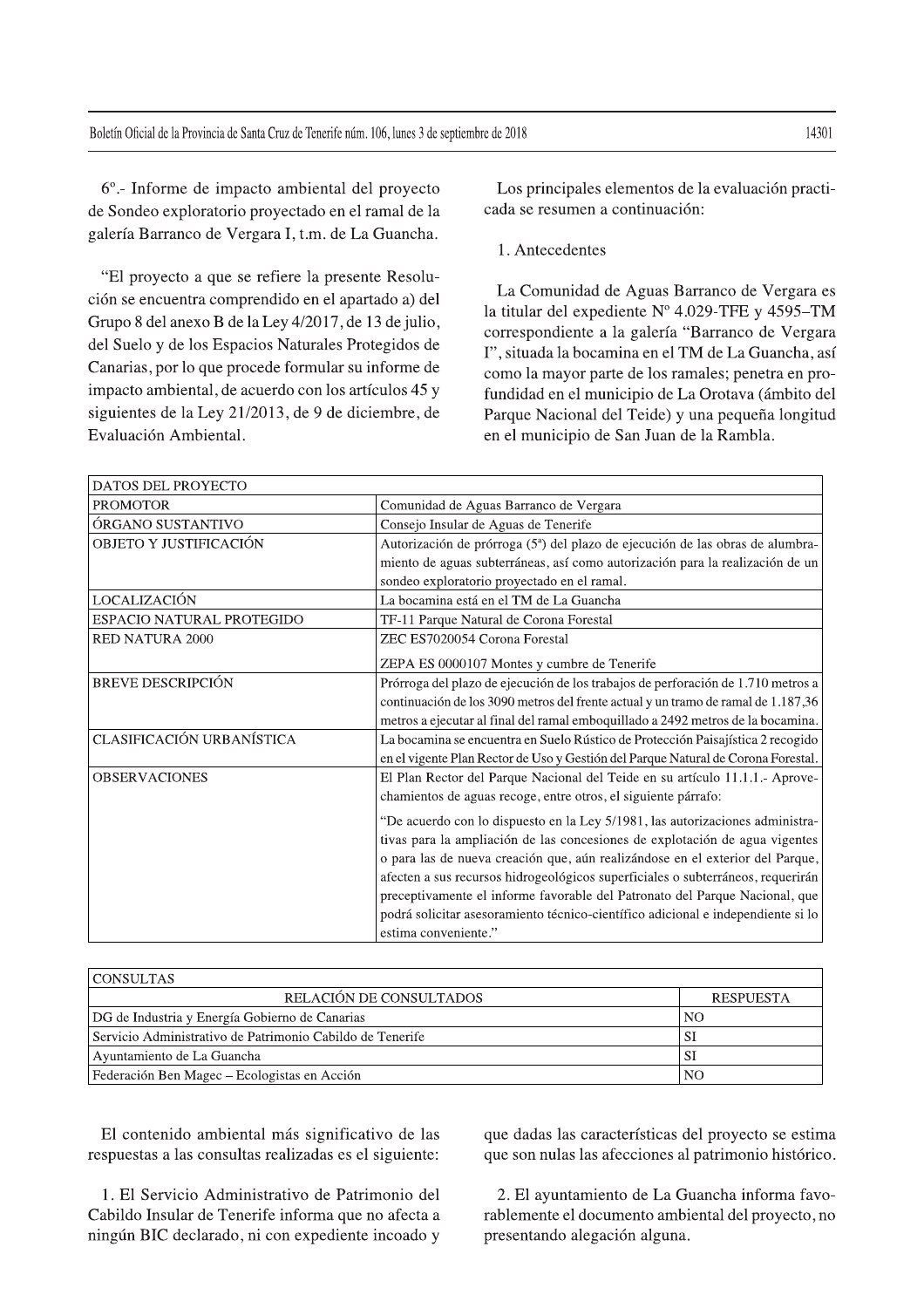6º.- Informe de impacto ambiental del proyecto de Sondeo exploratorio proyectado en el ramal de la galería Barranco de Vergara I, t.m. de La Guancha.

"El proyecto a que se refiere la presente Resolución se encuentra comprendido en el apartado a) del Grupo 8 del anexo B de la Ley 4/2017, de 13 de julio, del Suelo y de los Espacios Naturales Protegidos de Canarias, por lo que procede formular su informe de impacto ambiental, de acuerdo con los artículos 45 y siguientes de la Ley 21/2013, de 9 de diciembre, de Evaluación Ambiental.

Los principales elementos de la evaluación practicada se resumen a continuación:

1. Antecedentes

La Comunidad de Aguas Barranco de Vergara es la titular del expediente Nº 4.029-TFE y 4595–TM correspondiente a la galería "Barranco de Vergara I", situada la bocamina en el TM de La Guancha, así como la mayor parte de los ramales; penetra en profundidad en el municipio de La Orotava (ámbito del Parque Nacional del Teide) y una pequeña longitud en el municipio de San Juan de la Rambla.

| DATOS DEL PROYECTO | |
|---|---|
| PROMOTOR | Comunidad de Aguas Barranco de Vergara |
| ÓRGANO SUSTANTIVO | Consejo Insular de Aguas de Tenerife |
| OBJETO Y JUSTIFICACIÓN | Autorización de prórroga (5ª) del plazo de ejecución de las obras de alumbramiento de aguas subterráneas, así como autorización para la realización de un sondeo exploratorio proyectado en el ramal. |
| LOCALIZACIÓN | La bocamina está en el TM de La Guancha |
| ESPACIO NATURAL PROTEGIDO | TF-11 Parque Natural de Corona Forestal |
| RED NATURA 2000 | ZEC ES7020054 Corona Forestal<br>ZEPA ES 0000107 Montes y cumbre de Tenerife |
| BREVE DESCRIPCIÓN | Prórroga del plazo de ejecución de los trabajos de perforación de 1.710 metros a continuación de los 3090 metros del frente actual y un tramo de ramal de 1.187,36 metros a ejecutar al final del ramal emboquillado a 2492 metros de la bocamina. |
| CLASIFICACIÓN URBANÍSTICA | La bocamina se encuentra en Suelo Rústico de Protección Paisajística 2 recogido en el vigente Plan Rector de Uso y Gestión del Parque Natural de Corona Forestal. |
| OBSERVACIONES | El Plan Rector del Parque Nacional del Teide en su artículo 11.1.1.- Aprovechamientos de aguas recoge, entre otros, el siguiente párrafo:<br>"De acuerdo con lo dispuesto en la Ley 5/1981, las autorizaciones administrativas para la ampliación de las concesiones de explotación de agua vigentes o para las de nueva creación que, aún realizándose en el exterior del Parque, afecten a sus recursos hidrogeológicos superficiales o subterráneos, requerirán preceptivamente el informe favorable del Patronato del Parque Nacional, que podrá solicitar asesoramiento técnico-científico adicional e independiente si lo estima conveniente." |

| CONSULTAS | |
|---|---|
| RELACIÓN DE CONSULTADOS | RESPUESTA |
| DG de Industria y Energía Gobierno de Canarias | NO |
| Servicio Administrativo de Patrimonio Cabildo de Tenerife | SI |
| Ayuntamiento de La Guancha | SI |
| Federación Ben Magec – Ecologistas en Acción | NO |

El contenido ambiental más significativo de las respuestas a las consultas realizadas es el siguiente:

1. El Servicio Administrativo de Patrimonio del Cabildo Insular de Tenerife informa que no afecta a ningún BIC declarado, ni con expediente incoado y que dadas las características del proyecto se estima que son nulas las afecciones al patrimonio histórico.

2. El ayuntamiento de La Guancha informa favorablemente el documento ambiental del proyecto, no presentando alegación alguna.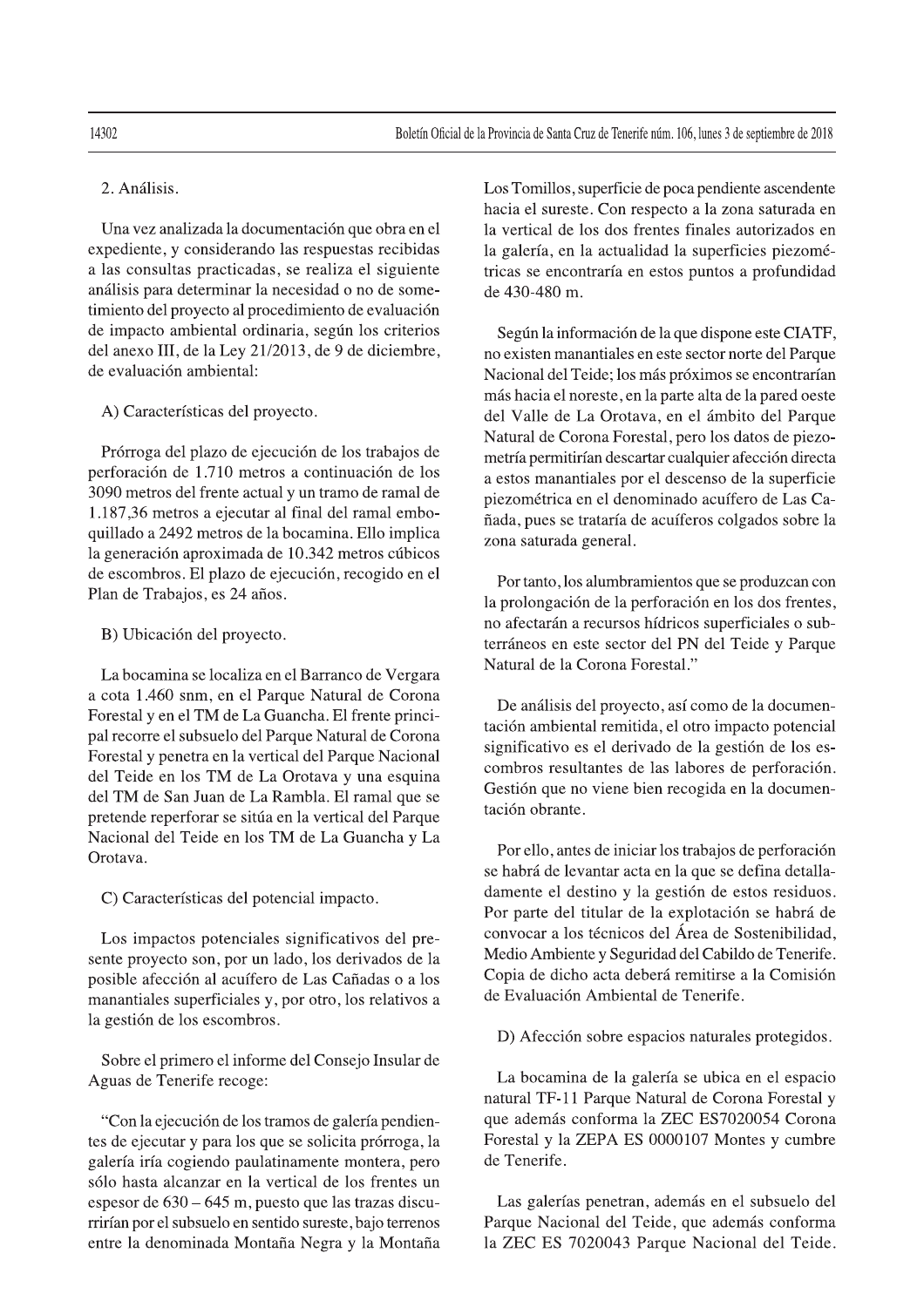2. Análisis.

Una vez analizada la documentación que obra en el expediente, y considerando las respuestas recibidas a las consultas practicadas, se realiza el siguiente análisis para determinar la necesidad o no de sometimiento del proyecto al procedimiento de evaluación de impacto ambiental ordinaria, según los criterios del anexo III, de la Ley 21/2013, de 9 de diciembre, de evaluación ambiental:

A) Características del proyecto.

Prórroga del plazo de ejecución de los trabajos de perforación de 1.710 metros a continuación de los 3090 metros del frente actual y un tramo de ramal de 1.187,36 metros a ejecutar al final del ramal embo­quillado a 2492 metros de la bocamina. Ello implica la generación aproximada de 10.342 metros cúbicos de escombros. El plazo de ejecución, recogido en el Plan de Trabajos, es 24 años.

B) Ubicación del proyecto.

La bocamina se localiza en el Barranco de Vergara a cota 1.460 snm, en el Parque Natural de Corona Forestal y en el TM de La Guancha. El frente principal recorre el subsuelo del Parque Natural de Corona Forestal y penetra en la vertical del Parque Nacional del Teide en los TM de La Orotava y una esquina del TM de San Juan de La Rambla. El ramal que se pretende reperforar se sitúa en la vertical del Parque Nacional del Teide en los TM de La Guancha y La Orotava.

C) Características del potencial impacto.

Los impactos potenciales significativos del presente proyecto son, por un lado, los derivados de la posible afección al acuífero de Las Cañadas o a los manantiales superficiales y, por otro, los relativos a la gestión de los escombros.

Sobre el primero el informe del Consejo Insular de Aguas de Tenerife recoge:

"Con la ejecución de los tramos de galería pendientes de ejecutar y para los que se solicita prórroga, la galería iría cogiendo paulatinamente montera, pero sólo hasta alcanzar en la vertical de los frentes un espesor de 630 – 645 m, puesto que las trazas discurrirían por el subsuelo en sentido sureste, bajo terrenos entre la denominada Montaña Negra y la Montaña Los Tomillos, superficie de poca pendiente ascendente hacia el sureste. Con respecto a la zona saturada en la vertical de los dos frentes finales autorizados en la galería, en la actualidad la superficies piezométricas se encontraría en estos puntos a profundidad de 430-480 m.

Según la información de la que dispone este CIATF, no existen manantiales en este sector norte del Parque Nacional del Teide; los más próximos se encontrarían más hacia el noreste, en la parte alta de la pared oeste del Valle de La Orotava, en el ámbito del Parque Natural de Corona Forestal, pero los datos de piezometría permitirían descartar cualquier afección directa a estos manantiales por el descenso de la superficie piezométrica en el denominado acuífero de Las Cañada, pues se trataría de acuíferos colgados sobre la zona saturada general.

Por tanto, los alumbramientos que se produzcan con la prolongación de la perforación en los dos frentes, no afectarán a recursos hídricos superficiales o subterráneos en este sector del PN del Teide y Parque Natural de la Corona Forestal."

De análisis del proyecto, así como de la documentación ambiental remitida, el otro impacto potencial significativo es el derivado de la gestión de los escombros resultantes de las labores de perforación. Gestión que no viene bien recogida en la documentación obrante.

Por ello, antes de iniciar los trabajos de perforación se habrá de levantar acta en la que se defina detalladamente el destino y la gestión de estos residuos. Por parte del titular de la explotación se habrá de convocar a los técnicos del Área de Sostenibilidad, Medio Ambiente y Seguridad del Cabildo de Tenerife. Copia de dicho acta deberá remitirse a la Comisión de Evaluación Ambiental de Tenerife.

D) Afección sobre espacios naturales protegidos.

La bocamina de la galería se ubica en el espacio natural TF-11 Parque Natural de Corona Forestal y que además conforma la ZEC ES7020054 Corona Forestal y la ZEPA ES 0000107 Montes y cumbre de Tenerife.

Las galerías penetran, además en el subsuelo del Parque Nacional del Teide, que además conforma la ZEC ES 7020043 Parque Nacional del Teide.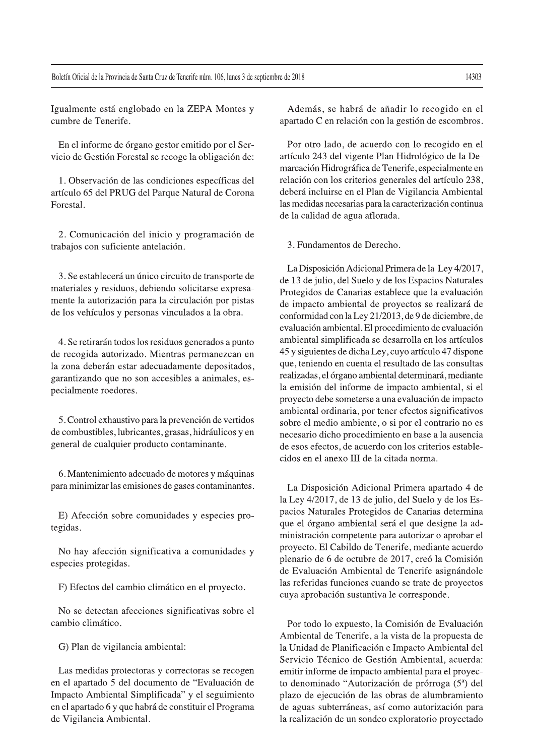Igualmente está englobado en la ZEPA Montes y cumbre de Tenerife.

En el informe de órgano gestor emitido por el Servicio de Gestión Forestal se recoge la obligación de:

1. Observación de las condiciones específicas del artículo 65 del PRUG del Parque Natural de Corona Forestal.

2. Comunicación del inicio y programación de trabajos con suficiente antelación.

3. Se establecerá un único circuito de transporte de materiales y residuos, debiendo solicitarse expresamente la autorización para la circulación por pistas de los vehículos y personas vinculados a la obra.

4. Se retirarán todos los residuos generados a punto de recogida autorizado. Mientras permanezcan en la zona deberán estar adecuadamente depositados, garantizando que no son accesibles a animales, especialmente roedores.

5. Control exhaustivo para la prevención de vertidos de combustibles, lubricantes, grasas, hidráulicos y en general de cualquier producto contaminante.

6. Mantenimiento adecuado de motores y máquinas para minimizar las emisiones de gases contaminantes.

E) Afección sobre comunidades y especies protegidas.

No hay afección significativa a comunidades y especies protegidas.

F) Efectos del cambio climático en el proyecto.

No se detectan afecciones significativas sobre el cambio climático.

G) Plan de vigilancia ambiental:

Las medidas protectoras y correctoras se recogen en el apartado 5 del documento de "Evaluación de Impacto Ambiental Simplificada" y el seguimiento en el apartado 6 y que habrá de constituir el Programa de Vigilancia Ambiental.

Además, se habrá de añadir lo recogido en el apartado C en relación con la gestión de escombros.

Por otro lado, de acuerdo con lo recogido en el artículo 243 del vigente Plan Hidrológico de la Demarcación Hidrográfica de Tenerife, especialmente en relación con los criterios generales del artículo 238, deberá incluirse en el Plan de Vigilancia Ambiental las medidas necesarias para la caracterización continua de la calidad de agua aflorada.

3. Fundamentos de Derecho.

La Disposición Adicional Primera de la Ley 4/2017, de 13 de julio, del Suelo y de los Espacios Naturales Protegidos de Canarias establece que la evaluación de impacto ambiental de proyectos se realizará de conformidad con la Ley 21/2013, de 9 de diciembre, de evaluación ambiental. El procedimiento de evaluación ambiental simplificada se desarrolla en los artículos 45 y siguientes de dicha Ley, cuyo artículo 47 dispone que, teniendo en cuenta el resultado de las consultas realizadas, el órgano ambiental determinará, mediante la emisión del informe de impacto ambiental, si el proyecto debe someterse a una evaluación de impacto ambiental ordinaria, por tener efectos significativos sobre el medio ambiente, o si por el contrario no es necesario dicho procedimiento en base a la ausencia de esos efectos, de acuerdo con los criterios establecidos en el anexo III de la citada norma.

La Disposición Adicional Primera apartado 4 de la Ley 4/2017, de 13 de julio, del Suelo y de los Espacios Naturales Protegidos de Canarias determina que el órgano ambiental será el que designe la administración competente para autorizar o aprobar el proyecto. El Cabildo de Tenerife, mediante acuerdo plenario de 6 de octubre de 2017, creó la Comisión de Evaluación Ambiental de Tenerife asignándole las referidas funciones cuando se trate de proyectos cuya aprobación sustantiva le corresponde.

Por todo lo expuesto, la Comisión de Evaluación Ambiental de Tenerife, a la vista de la propuesta de la Unidad de Planificación e Impacto Ambiental del Servicio Técnico de Gestión Ambiental, acuerda: emitir informe de impacto ambiental para el proyecto denominado "Autorización de prórroga (5ª) del plazo de ejecución de las obras de alumbramiento de aguas subterráneas, así como autorización para la realización de un sondeo exploratorio proyectado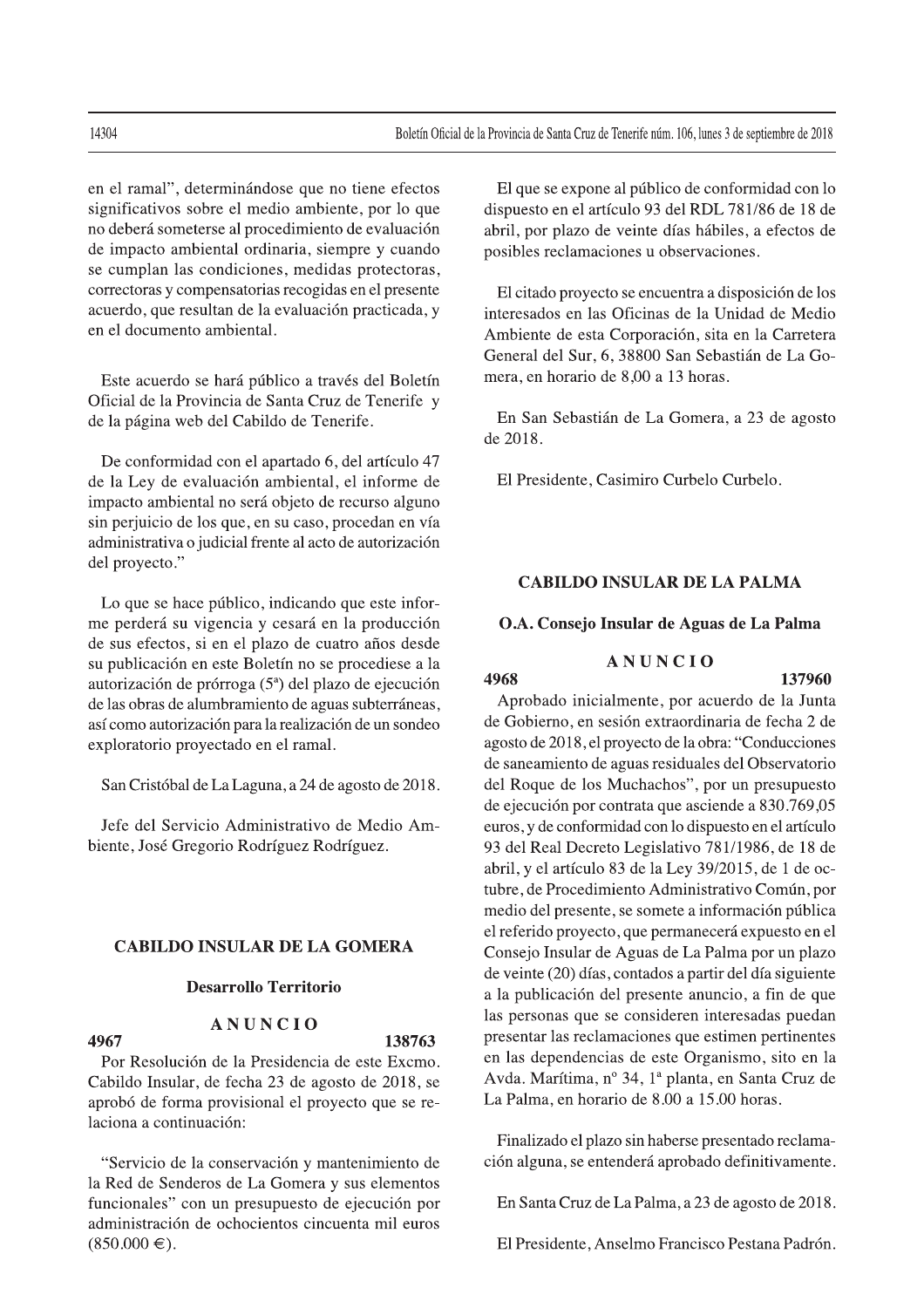en el ramal", determinándose que no tiene efectos significativos sobre el medio ambiente, por lo que no deberá someterse al procedimiento de evaluación de impacto ambiental ordinaria, siempre y cuando se cumplan las condiciones, medidas protectoras, correctoras y compensatorias recogidas en el presente acuerdo, que resultan de la evaluación practicada, y en el documento ambiental.

Este acuerdo se hará público a través del Boletín Oficial de la Provincia de Santa Cruz de Tenerife y de la página web del Cabildo de Tenerife.

De conformidad con el apartado 6, del artículo 47 de la Ley de evaluación ambiental, el informe de impacto ambiental no será objeto de recurso alguno sin perjuicio de los que, en su caso, procedan en vía administrativa o judicial frente al acto de autorización del proyecto."

Lo que se hace público, indicando que este informe perderá su vigencia y cesará en la producción de sus efectos, si en el plazo de cuatro años desde su publicación en este Boletín no se procediese a la autorización de prórroga (5ª) del plazo de ejecución de las obras de alumbramiento de aguas subterráneas, así como autorización para la realización de un sondeo exploratorio proyectado en el ramal.

San Cristóbal de La Laguna, a 24 de agosto de 2018.

Jefe del Servicio Administrativo de Medio Ambiente, José Gregorio Rodríguez Rodríguez.

## CABILDO INSULAR DE LA GOMERA

### Desarrollo Territorio

### ANUNCIO

**4967** **138763**

Por Resolución de la Presidencia de este Excmo. Cabildo Insular, de fecha 23 de agosto de 2018, se aprobó de forma provisional el proyecto que se relaciona a continuación:

"Servicio de la conservación y mantenimiento de la Red de Senderos de La Gomera y sus elementos funcionales" con un presupuesto de ejecución por administración de ochocientos cincuenta mil euros (850.000 €).

El que se expone al público de conformidad con lo dispuesto en el artículo 93 del RDL 781/86 de 18 de abril, por plazo de veinte días hábiles, a efectos de posibles reclamaciones u observaciones.

El citado proyecto se encuentra a disposición de los interesados en las Oficinas de la Unidad de Medio Ambiente de esta Corporación, sita en la Carretera General del Sur, 6, 38800 San Sebastián de La Gomera, en horario de 8,00 a 13 horas.

En San Sebastián de La Gomera, a 23 de agosto de 2018.

El Presidente, Casimiro Curbelo Curbelo.

## CABILDO INSULAR DE LA PALMA

### O.A. Consejo Insular de Aguas de La Palma

### ANUNCIO

**4968** **137960**

Aprobado inicialmente, por acuerdo de la Junta de Gobierno, en sesión extraordinaria de fecha 2 de agosto de 2018, el proyecto de la obra: "Conducciones de saneamiento de aguas residuales del Observatorio del Roque de los Muchachos", por un presupuesto de ejecución por contrata que asciende a 830.769,05 euros, y de conformidad con lo dispuesto en el artículo 93 del Real Decreto Legislativo 781/1986, de 18 de abril, y el artículo 83 de la Ley 39/2015, de 1 de octubre, de Procedimiento Administrativo Común, por medio del presente, se somete a información pública el referido proyecto, que permanecerá expuesto en el Consejo Insular de Aguas de La Palma por un plazo de veinte (20) días, contados a partir del día siguiente a la publicación del presente anuncio, a fin de que las personas que se consideren interesadas puedan presentar las reclamaciones que estimen pertinentes en las dependencias de este Organismo, sito en la Avda. Marítima, nº 34, 1ª planta, en Santa Cruz de La Palma, en horario de 8.00 a 15.00 horas.

Finalizado el plazo sin haberse presentado reclamación alguna, se entenderá aprobado definitivamente.

En Santa Cruz de La Palma, a 23 de agosto de 2018.

El Presidente, Anselmo Francisco Pestana Padrón.